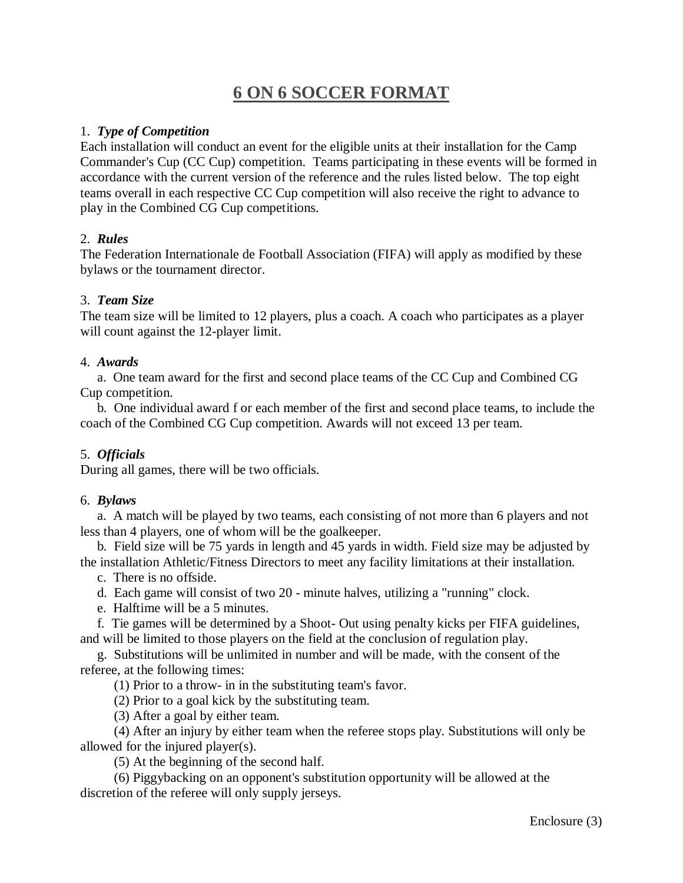# 6 ON 6 SOCCER FORMAT

1. ***Type of Competition***
Each installation will conduct an event for the eligible units at their installation for the Camp Commander's Cup (CC Cup) competition. Teams participating in these events will be formed in accordance with the current version of the reference and the rules listed below. The top eight teams overall in each respective CC Cup competition will also receive the right to advance to play in the Combined CG Cup competitions.

2. ***Rules***
The Federation Internationale de Football Association (FIFA) will apply as modified by these bylaws or the tournament director.

3. ***Team Size***
The team size will be limited to 12 players, plus a coach. A coach who participates as a player will count against the 12-player limit.

4. ***Awards***
   a. One team award for the first and second place teams of the CC Cup and Combined CG Cup competition.
   b. One individual award f or each member of the first and second place teams, to include the coach of the Combined CG Cup competition. Awards will not exceed 13 per team.

5. ***Officials***
During all games, there will be two officials.

6. ***Bylaws***
   a. A match will be played by two teams, each consisting of not more than 6 players and not less than 4 players, one of whom will be the goalkeeper.
   b. Field size will be 75 yards in length and 45 yards in width. Field size may be adjusted by the installation Athletic/Fitness Directors to meet any facility limitations at their installation.
   c. There is no offside.
   d. Each game will consist of two 20 - minute halves, utilizing a "running" clock.
   e. Halftime will be a 5 minutes.
   f. Tie games will be determined by a Shoot- Out using penalty kicks per FIFA guidelines, and will be limited to those players on the field at the conclusion of regulation play.
   g. Substitutions will be unlimited in number and will be made, with the consent of the referee, at the following times:
      (1) Prior to a throw- in in the substituting team's favor.
      (2) Prior to a goal kick by the substituting team.
      (3) After a goal by either team.
      (4) After an injury by either team when the referee stops play. Substitutions will only be allowed for the injured player(s).
      (5) At the beginning of the second half.
      (6) Piggybacking on an opponent's substitution opportunity will be allowed at the discretion of the referee will only supply jerseys.

Enclosure (3)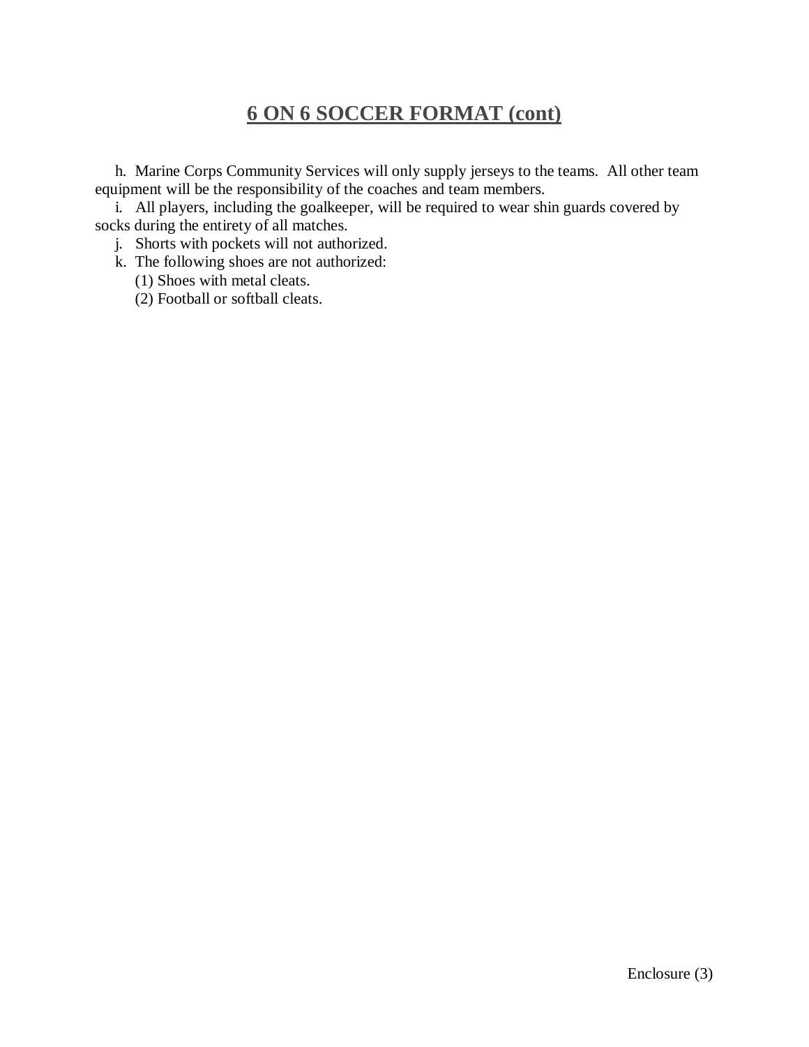# 6 ON 6 SOCCER FORMAT (cont)

h. Marine Corps Community Services will only supply jerseys to the teams. All other team equipment will be the responsibility of the coaches and team members.

i. All players, including the goalkeeper, will be required to wear shin guards covered by socks during the entirety of all matches.

j. Shorts with pockets will not authorized.

k. The following shoes are not authorized:

(1) Shoes with metal cleats.

(2) Football or softball cleats.

Enclosure (3)